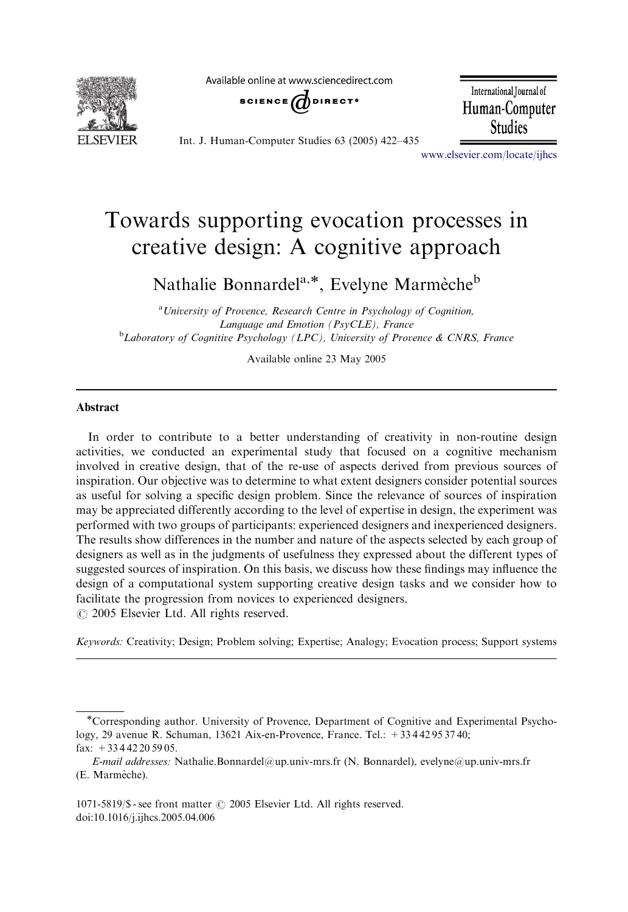# Towards supporting evocation processes in creative design: A cognitive approach

Nathalie Bonnardel[a,*], Evelyne Marmèche[b]

[a] *University of Provence, Research Centre in Psychology of Cognition, Language and Emotion (PsyCLE), France*

[b] *Laboratory of Cognitive Psychology (LPC), University of Provence & CNRS, France*

Available online 23 May 2005

## Abstract

In order to contribute to a better understanding of creativity in non-routine design activities, we conducted an experimental study that focused on a cognitive mechanism involved in creative design, that of the re-use of aspects derived from previous sources of inspiration. Our objective was to determine to what extent designers consider potential sources as useful for solving a specific design problem. Since the relevance of sources of inspiration may be appreciated differently according to the level of expertise in design, the experiment was performed with two groups of participants: experienced designers and inexperienced designers. The results show differences in the number and nature of the aspects selected by each group of designers as well as in the judgments of usefulness they expressed about the different types of suggested sources of inspiration. On this basis, we discuss how these findings may influence the design of a computational system supporting creative design tasks and we consider how to facilitate the progression from novices to experienced designers.

© 2005 Elsevier Ltd. All rights reserved.

*Keywords:* Creativity; Design; Problem solving; Expertise; Analogy; Evocation process; Support systems

---

*Corresponding author. University of Provence, Department of Cognitive and Experimental Psychology, 29 avenue R. Schuman, 13621 Aix-en-Provence, France. Tel.: +33 4 42 95 37 40; fax: +33 4 42 20 59 05.

*E-mail addresses:* Nathalie.Bonnardel@up.univ-mrs.fr (N. Bonnardel), evelyne@up.univ-mrs.fr (E. Marmèche).

1071-5819/$ - see front matter © 2005 Elsevier Ltd. All rights reserved.
doi:10.1016/j.ijhcs.2005.04.006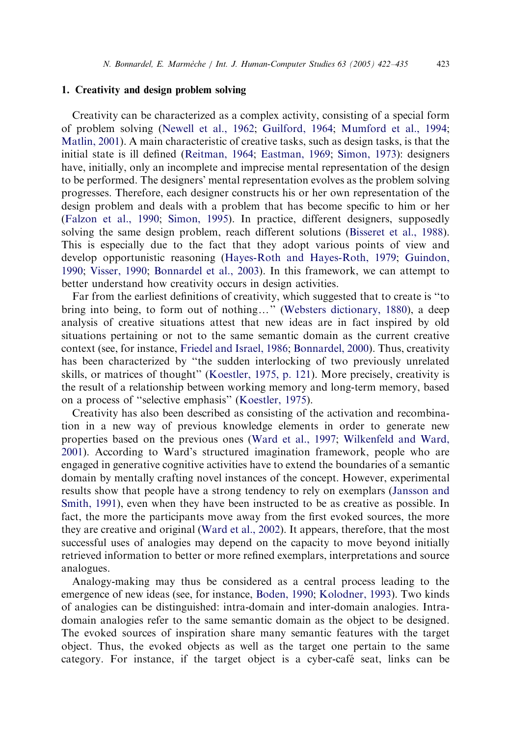## 1. Creativity and design problem solving

Creativity can be characterized as a complex activity, consisting of a special form of problem solving (Newell et al., 1962; Guilford, 1964; Mumford et al., 1994; Matlin, 2001). A main characteristic of creative tasks, such as design tasks, is that the initial state is ill defined (Reitman, 1964; Eastman, 1969; Simon, 1973): designers have, initially, only an incomplete and imprecise mental representation of the design to be performed. The designers' mental representation evolves as the problem solving progresses. Therefore, each designer constructs his or her own representation of the design problem and deals with a problem that has become specific to him or her (Falzon et al., 1990; Simon, 1995). In practice, different designers, supposedly solving the same design problem, reach different solutions (Bisseret et al., 1988). This is especially due to the fact that they adopt various points of view and develop opportunistic reasoning (Hayes-Roth and Hayes-Roth, 1979; Guindon, 1990; Visser, 1990; Bonnardel et al., 2003). In this framework, we can attempt to better understand how creativity occurs in design activities.

Far from the earliest definitions of creativity, which suggested that to create is "to bring into being, to form out of nothing…" (Websters dictionary, 1880), a deep analysis of creative situations attest that new ideas are in fact inspired by old situations pertaining or not to the same semantic domain as the current creative context (see, for instance, Friedel and Israel, 1986; Bonnardel, 2000). Thus, creativity has been characterized by "the sudden interlocking of two previously unrelated skills, or matrices of thought" (Koestler, 1975, p. 121). More precisely, creativity is the result of a relationship between working memory and long-term memory, based on a process of "selective emphasis" (Koestler, 1975).

Creativity has also been described as consisting of the activation and recombination in a new way of previous knowledge elements in order to generate new properties based on the previous ones (Ward et al., 1997; Wilkenfeld and Ward, 2001). According to Ward's structured imagination framework, people who are engaged in generative cognitive activities have to extend the boundaries of a semantic domain by mentally crafting novel instances of the concept. However, experimental results show that people have a strong tendency to rely on exemplars (Jansson and Smith, 1991), even when they have been instructed to be as creative as possible. In fact, the more the participants move away from the first evoked sources, the more they are creative and original (Ward et al., 2002). It appears, therefore, that the most successful uses of analogies may depend on the capacity to move beyond initially retrieved information to better or more refined exemplars, interpretations and source analogues.

Analogy-making may thus be considered as a central process leading to the emergence of new ideas (see, for instance, Boden, 1990; Kolodner, 1993). Two kinds of analogies can be distinguished: intra-domain and inter-domain analogies. Intra-domain analogies refer to the same semantic domain as the object to be designed. The evoked sources of inspiration share many semantic features with the target object. Thus, the evoked objects as well as the target one pertain to the same category. For instance, if the target object is a cyber-café seat, links can be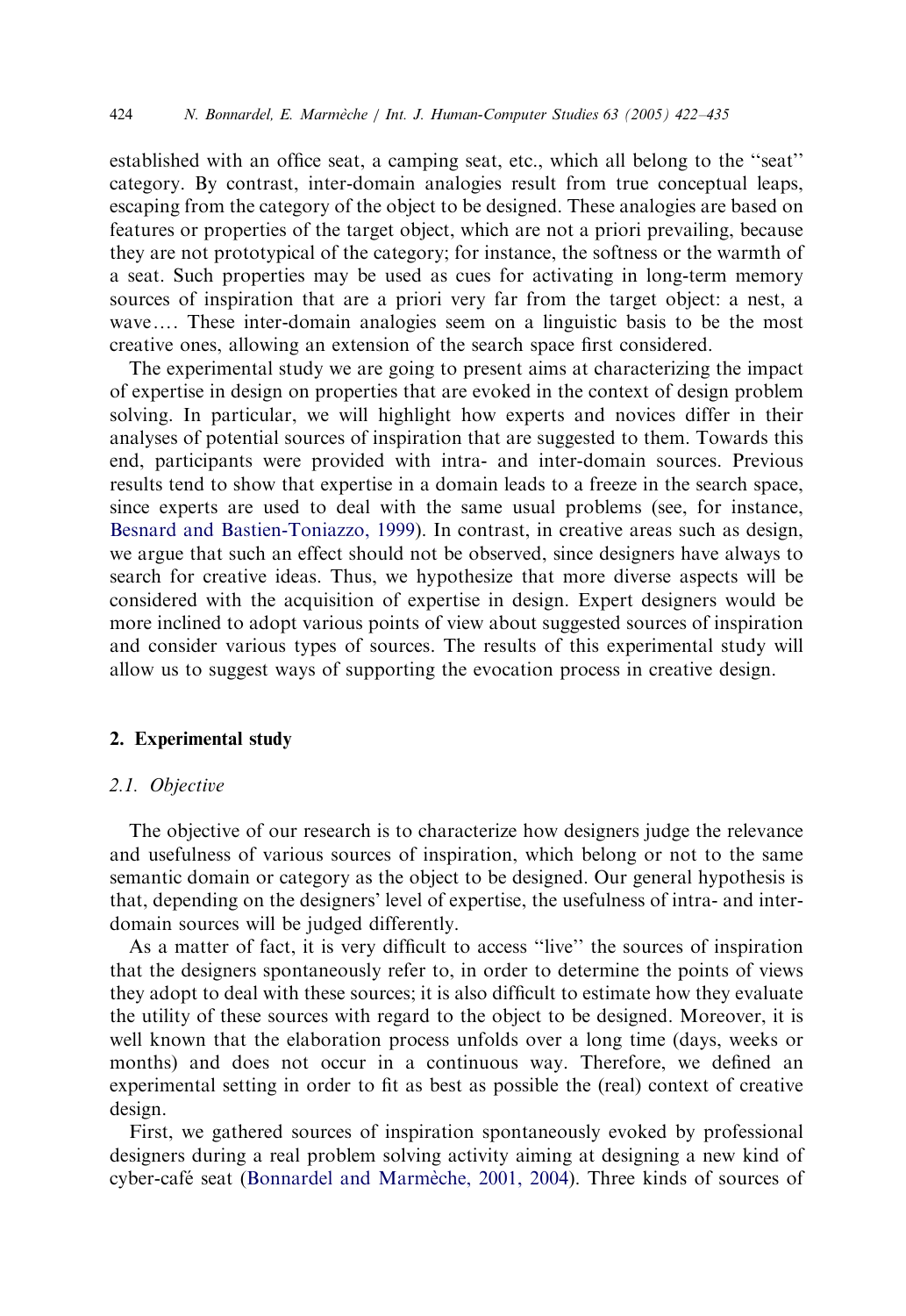established with an office seat, a camping seat, etc., which all belong to the "seat" category. By contrast, inter-domain analogies result from true conceptual leaps, escaping from the category of the object to be designed. These analogies are based on features or properties of the target object, which are not a priori prevailing, because they are not prototypical of the category; for instance, the softness or the warmth of a seat. Such properties may be used as cues for activating in long-term memory sources of inspiration that are a priori very far from the target object: a nest, a wave.... These inter-domain analogies seem on a linguistic basis to be the most creative ones, allowing an extension of the search space first considered.

The experimental study we are going to present aims at characterizing the impact of expertise in design on properties that are evoked in the context of design problem solving. In particular, we will highlight how experts and novices differ in their analyses of potential sources of inspiration that are suggested to them. Towards this end, participants were provided with intra- and inter-domain sources. Previous results tend to show that expertise in a domain leads to a freeze in the search space, since experts are used to deal with the same usual problems (see, for instance, Besnard and Bastien-Toniazzo, 1999). In contrast, in creative areas such as design, we argue that such an effect should not be observed, since designers have always to search for creative ideas. Thus, we hypothesize that more diverse aspects will be considered with the acquisition of expertise in design. Expert designers would be more inclined to adopt various points of view about suggested sources of inspiration and consider various types of sources. The results of this experimental study will allow us to suggest ways of supporting the evocation process in creative design.

## 2. Experimental study

### 2.1. Objective

The objective of our research is to characterize how designers judge the relevance and usefulness of various sources of inspiration, which belong or not to the same semantic domain or category as the object to be designed. Our general hypothesis is that, depending on the designers' level of expertise, the usefulness of intra- and inter-domain sources will be judged differently.

As a matter of fact, it is very difficult to access "live" the sources of inspiration that the designers spontaneously refer to, in order to determine the points of views they adopt to deal with these sources; it is also difficult to estimate how they evaluate the utility of these sources with regard to the object to be designed. Moreover, it is well known that the elaboration process unfolds over a long time (days, weeks or months) and does not occur in a continuous way. Therefore, we defined an experimental setting in order to fit as best as possible the (real) context of creative design.

First, we gathered sources of inspiration spontaneously evoked by professional designers during a real problem solving activity aiming at designing a new kind of cyber-café seat (Bonnardel and Marmèche, 2001, 2004). Three kinds of sources of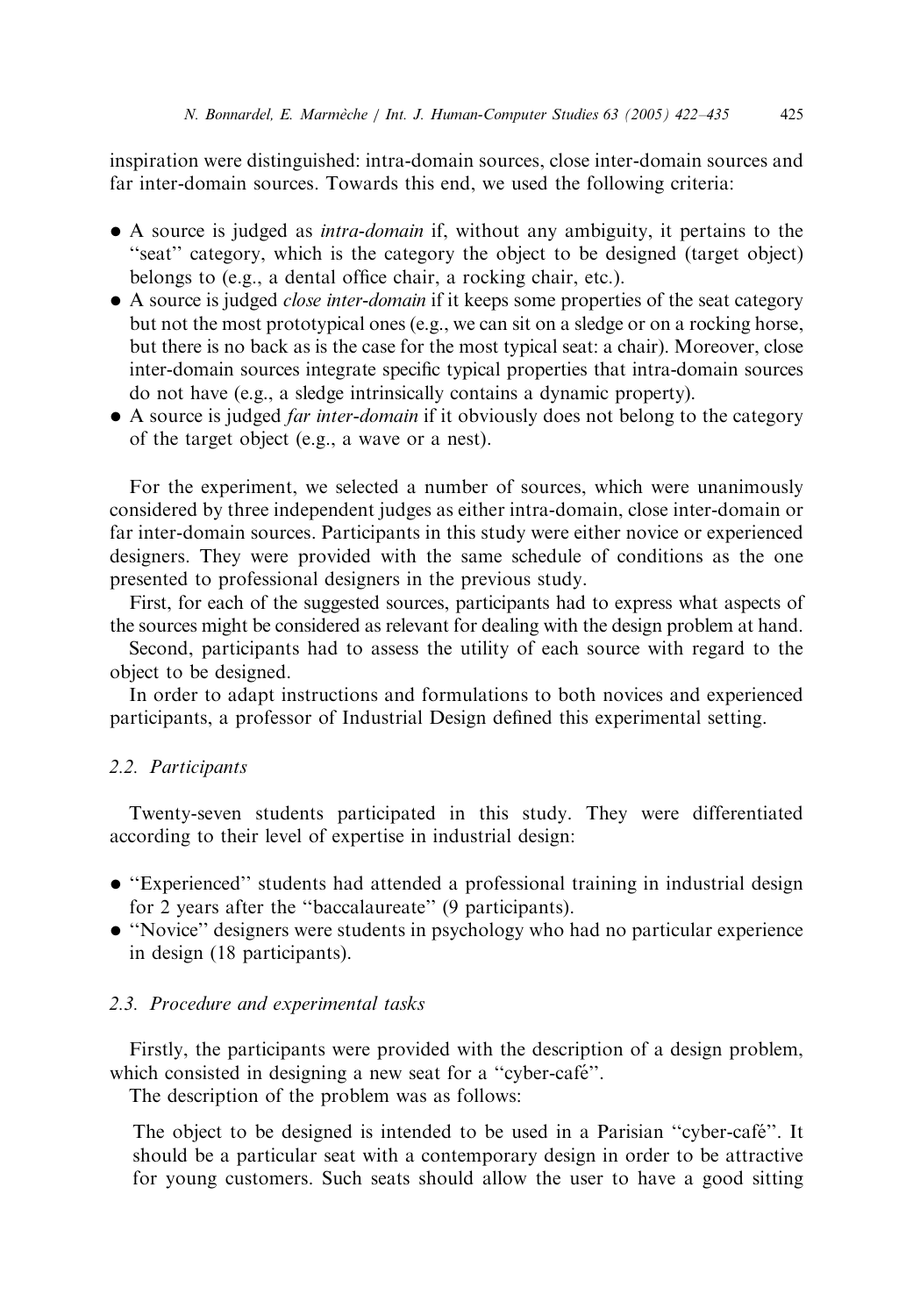inspiration were distinguished: intra-domain sources, close inter-domain sources and far inter-domain sources. Towards this end, we used the following criteria:

- A source is judged as *intra-domain* if, without any ambiguity, it pertains to the "seat" category, which is the category the object to be designed (target object) belongs to (e.g., a dental office chair, a rocking chair, etc.).
- A source is judged *close inter-domain* if it keeps some properties of the seat category but not the most prototypical ones (e.g., we can sit on a sledge or on a rocking horse, but there is no back as is the case for the most typical seat: a chair). Moreover, close inter-domain sources integrate specific typical properties that intra-domain sources do not have (e.g., a sledge intrinsically contains a dynamic property).
- A source is judged *far inter-domain* if it obviously does not belong to the category of the target object (e.g., a wave or a nest).

For the experiment, we selected a number of sources, which were unanimously considered by three independent judges as either intra-domain, close inter-domain or far inter-domain sources. Participants in this study were either novice or experienced designers. They were provided with the same schedule of conditions as the one presented to professional designers in the previous study.

First, for each of the suggested sources, participants had to express what aspects of the sources might be considered as relevant for dealing with the design problem at hand.

Second, participants had to assess the utility of each source with regard to the object to be designed.

In order to adapt instructions and formulations to both novices and experienced participants, a professor of Industrial Design defined this experimental setting.

### 2.2. Participants

Twenty-seven students participated in this study. They were differentiated according to their level of expertise in industrial design:

- "Experienced" students had attended a professional training in industrial design for 2 years after the "baccalaureate" (9 participants).
- "Novice" designers were students in psychology who had no particular experience in design (18 participants).

### 2.3. Procedure and experimental tasks

Firstly, the participants were provided with the description of a design problem, which consisted in designing a new seat for a "cyber-café".

The description of the problem was as follows:

> The object to be designed is intended to be used in a Parisian "cyber-café". It should be a particular seat with a contemporary design in order to be attractive for young customers. Such seats should allow the user to have a good sitting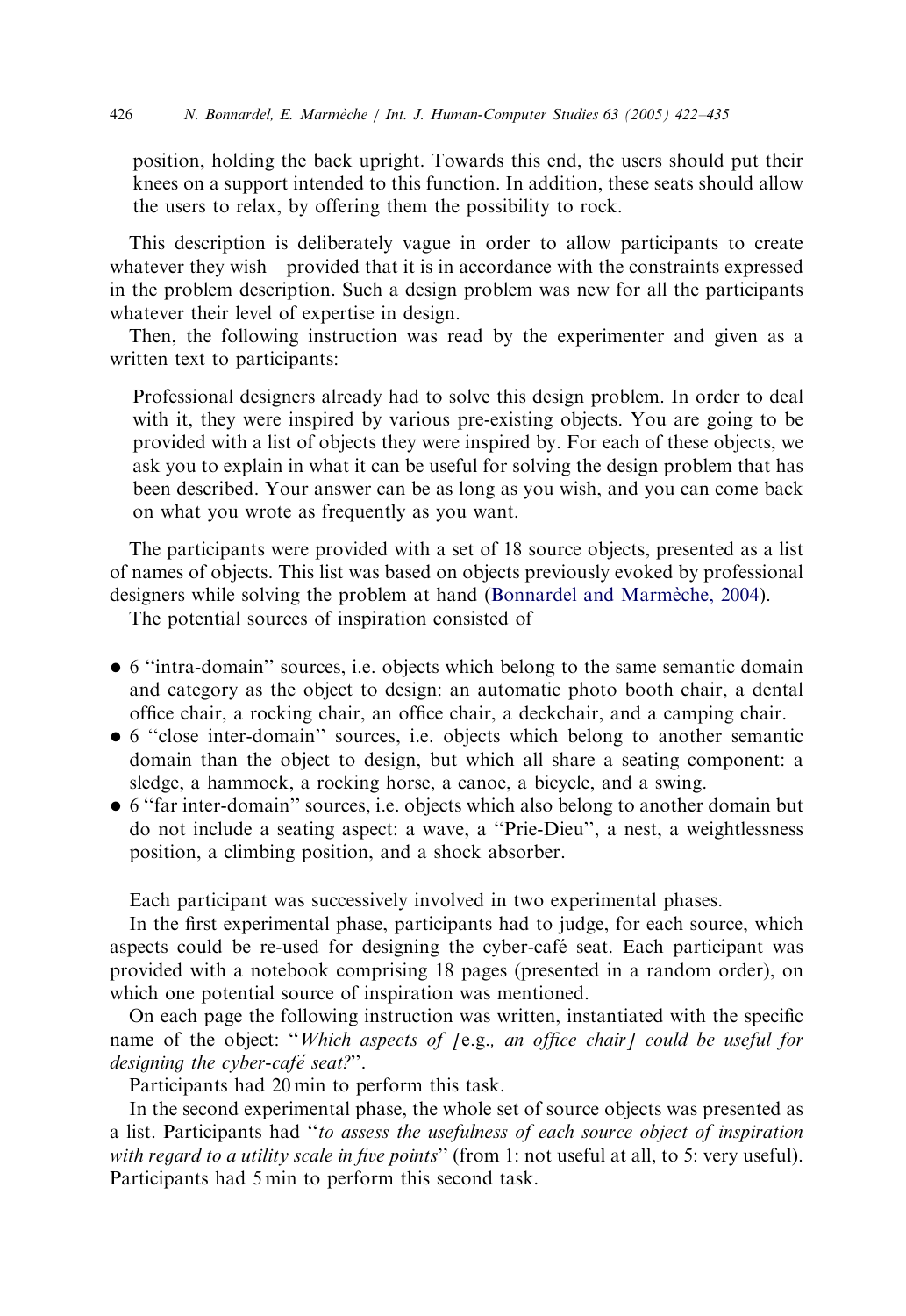position, holding the back upright. Towards this end, the users should put their knees on a support intended to this function. In addition, these seats should allow the users to relax, by offering them the possibility to rock.

This description is deliberately vague in order to allow participants to create whatever they wish—provided that it is in accordance with the constraints expressed in the problem description. Such a design problem was new for all the participants whatever their level of expertise in design.

Then, the following instruction was read by the experimenter and given as a written text to participants:

> Professional designers already had to solve this design problem. In order to deal with it, they were inspired by various pre-existing objects. You are going to be provided with a list of objects they were inspired by. For each of these objects, we ask you to explain in what it can be useful for solving the design problem that has been described. Your answer can be as long as you wish, and you can come back on what you wrote as frequently as you want.

The participants were provided with a set of 18 source objects, presented as a list of names of objects. This list was based on objects previously evoked by professional designers while solving the problem at hand (Bonnardel and Marmèche, 2004).

The potential sources of inspiration consisted of

- 6 "intra-domain" sources, i.e. objects which belong to the same semantic domain and category as the object to design: an automatic photo booth chair, a dental office chair, a rocking chair, an office chair, a deckchair, and a camping chair.
- 6 "close inter-domain" sources, i.e. objects which belong to another semantic domain than the object to design, but which all share a seating component: a sledge, a hammock, a rocking horse, a canoe, a bicycle, and a swing.
- 6 "far inter-domain" sources, i.e. objects which also belong to another domain but do not include a seating aspect: a wave, a "Prie-Dieu", a nest, a weightlessness position, a climbing position, and a shock absorber.

Each participant was successively involved in two experimental phases.

In the first experimental phase, participants had to judge, for each source, which aspects could be re-used for designing the cyber-café seat. Each participant was provided with a notebook comprising 18 pages (presented in a random order), on which one potential source of inspiration was mentioned.

On each page the following instruction was written, instantiated with the specific name of the object: "*Which aspects of [*e.g.*, an office chair] could be useful for designing the cyber-café seat?*".

Participants had 20 min to perform this task.

In the second experimental phase, the whole set of source objects was presented as a list. Participants had "*to assess the usefulness of each source object of inspiration with regard to a utility scale in five points*" (from 1: not useful at all, to 5: very useful). Participants had 5 min to perform this second task.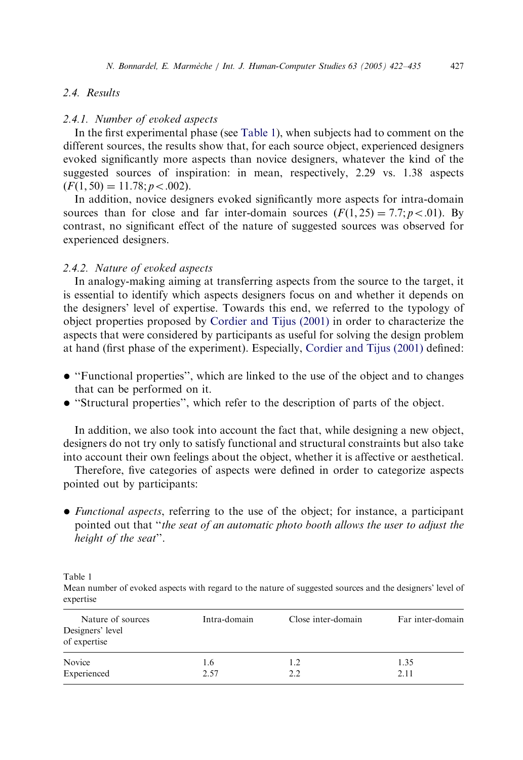### 2.4. Results

#### 2.4.1. Number of evoked aspects

In the first experimental phase (see Table 1), when subjects had to comment on the different sources, the results show that, for each source object, experienced designers evoked significantly more aspects than novice designers, whatever the kind of the suggested sources of inspiration: in mean, respectively, 2.29 vs. 1.38 aspects ($F(1, 50) = 11.78; p < .002$).

In addition, novice designers evoked significantly more aspects for intra-domain sources than for close and far inter-domain sources ($F(1, 25) = 7.7; p < .01$). By contrast, no significant effect of the nature of suggested sources was observed for experienced designers.

#### 2.4.2. Nature of evoked aspects

In analogy-making aiming at transferring aspects from the source to the target, it is essential to identify which aspects designers focus on and whether it depends on the designers' level of expertise. Towards this end, we referred to the typology of object properties proposed by Cordier and Tijus (2001) in order to characterize the aspects that were considered by participants as useful for solving the design problem at hand (first phase of the experiment). Especially, Cordier and Tijus (2001) defined:

- "Functional properties", which are linked to the use of the object and to changes that can be performed on it.
- "Structural properties", which refer to the description of parts of the object.

In addition, we also took into account the fact that, while designing a new object, designers do not try only to satisfy functional and structural constraints but also take into account their own feelings about the object, whether it is affective or aesthetical.

Therefore, five categories of aspects were defined in order to categorize aspects pointed out by participants:

- *Functional aspects*, referring to the use of the object; for instance, a participant pointed out that "*the seat of an automatic photo booth allows the user to adjust the height of the seat*".

Table 1
Mean number of evoked aspects with regard to the nature of suggested sources and the designers' level of expertise

| Nature of sources / Designers' level of expertise | Intra-domain | Close inter-domain | Far inter-domain |
|---|---|---|---|
| Novice | 1.6 | 1.2 | 1.35 |
| Experienced | 2.57 | 2.2 | 2.11 |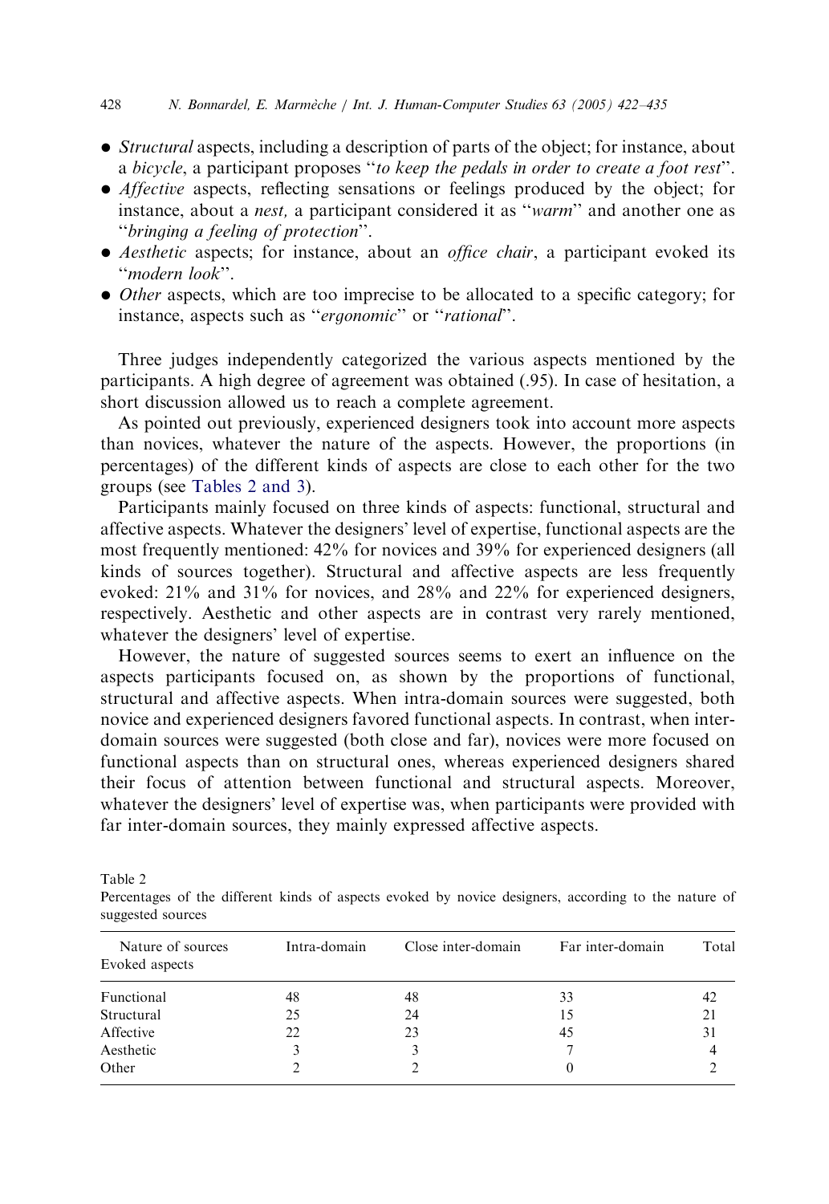- *Structural* aspects, including a description of parts of the object; for instance, about a *bicycle*, a participant proposes "*to keep the pedals in order to create a foot rest*".
- *Affective* aspects, reflecting sensations or feelings produced by the object; for instance, about a *nest,* a participant considered it as "*warm*" and another one as "*bringing a feeling of protection*".
- *Aesthetic* aspects; for instance, about an *office chair*, a participant evoked its "*modern look*".
- *Other* aspects, which are too imprecise to be allocated to a specific category; for instance, aspects such as "*ergonomic*" or "*rational*".

Three judges independently categorized the various aspects mentioned by the participants. A high degree of agreement was obtained (.95). In case of hesitation, a short discussion allowed us to reach a complete agreement.

As pointed out previously, experienced designers took into account more aspects than novices, whatever the nature of the aspects. However, the proportions (in percentages) of the different kinds of aspects are close to each other for the two groups (see Tables 2 and 3).

Participants mainly focused on three kinds of aspects: functional, structural and affective aspects. Whatever the designers' level of expertise, functional aspects are the most frequently mentioned: 42% for novices and 39% for experienced designers (all kinds of sources together). Structural and affective aspects are less frequently evoked: 21% and 31% for novices, and 28% and 22% for experienced designers, respectively. Aesthetic and other aspects are in contrast very rarely mentioned, whatever the designers' level of expertise.

However, the nature of suggested sources seems to exert an influence on the aspects participants focused on, as shown by the proportions of functional, structural and affective aspects. When intra-domain sources were suggested, both novice and experienced designers favored functional aspects. In contrast, when inter-domain sources were suggested (both close and far), novices were more focused on functional aspects than on structural ones, whereas experienced designers shared their focus of attention between functional and structural aspects. Moreover, whatever the designers' level of expertise was, when participants were provided with far inter-domain sources, they mainly expressed affective aspects.

Table 2
Percentages of the different kinds of aspects evoked by novice designers, according to the nature of suggested sources

| Nature of sources / Evoked aspects | Intra-domain | Close inter-domain | Far inter-domain | Total |
|---|---|---|---|---|
| Functional | 48 | 48 | 33 | 42 |
| Structural | 25 | 24 | 15 | 21 |
| Affective | 22 | 23 | 45 | 31 |
| Aesthetic | 3 | 3 | 7 | 4 |
| Other | 2 | 2 | 0 | 2 |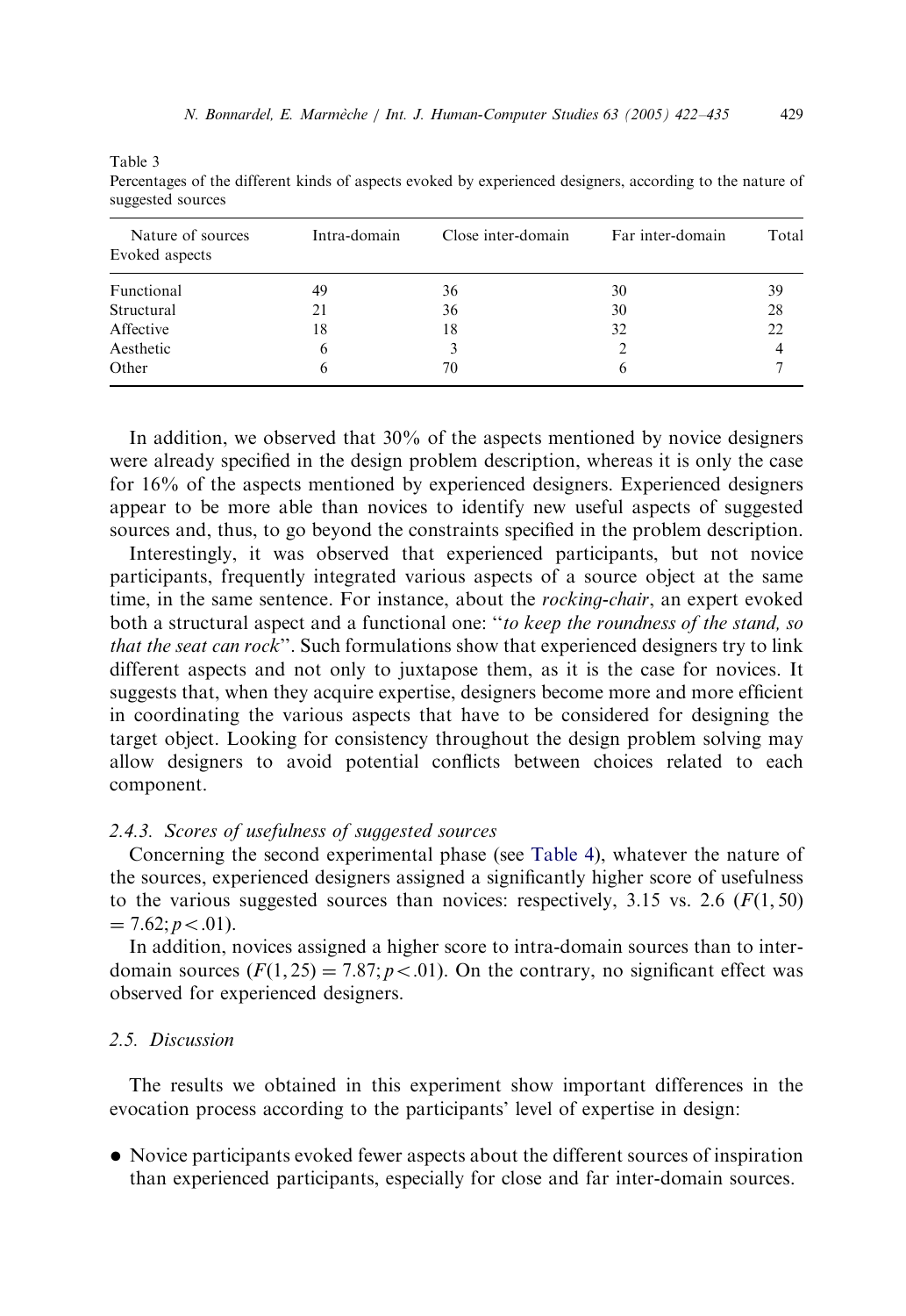Table 3
Percentages of the different kinds of aspects evoked by experienced designers, according to the nature of suggested sources

| Nature of sources<br>Evoked aspects | Intra-domain | Close inter-domain | Far inter-domain | Total |
|---|---|---|---|---|
| Functional | 49 | 36 | 30 | 39 |
| Structural | 21 | 36 | 30 | 28 |
| Affective | 18 | 18 | 32 | 22 |
| Aesthetic | 6 | 3 | 2 | 4 |
| Other | 6 | 70 | 6 | 7 |

In addition, we observed that 30% of the aspects mentioned by novice designers were already specified in the design problem description, whereas it is only the case for 16% of the aspects mentioned by experienced designers. Experienced designers appear to be more able than novices to identify new useful aspects of suggested sources and, thus, to go beyond the constraints specified in the problem description.

Interestingly, it was observed that experienced participants, but not novice participants, frequently integrated various aspects of a source object at the same time, in the same sentence. For instance, about the *rocking-chair*, an expert evoked both a structural aspect and a functional one: "*to keep the roundness of the stand, so that the seat can rock*". Such formulations show that experienced designers try to link different aspects and not only to juxtapose them, as it is the case for novices. It suggests that, when they acquire expertise, designers become more and more efficient in coordinating the various aspects that have to be considered for designing the target object. Looking for consistency throughout the design problem solving may allow designers to avoid potential conflicts between choices related to each component.

### 2.4.3. Scores of usefulness of suggested sources

Concerning the second experimental phase (see Table 4), whatever the nature of the sources, experienced designers assigned a significantly higher score of usefulness to the various suggested sources than novices: respectively, 3.15 vs. 2.6 ($F(1,50) = 7.62; p<.01$).

In addition, novices assigned a higher score to intra-domain sources than to inter-domain sources ($F(1,25) = 7.87; p<.01$). On the contrary, no significant effect was observed for experienced designers.

## 2.5. Discussion

The results we obtained in this experiment show important differences in the evocation process according to the participants' level of expertise in design:

- Novice participants evoked fewer aspects about the different sources of inspiration than experienced participants, especially for close and far inter-domain sources.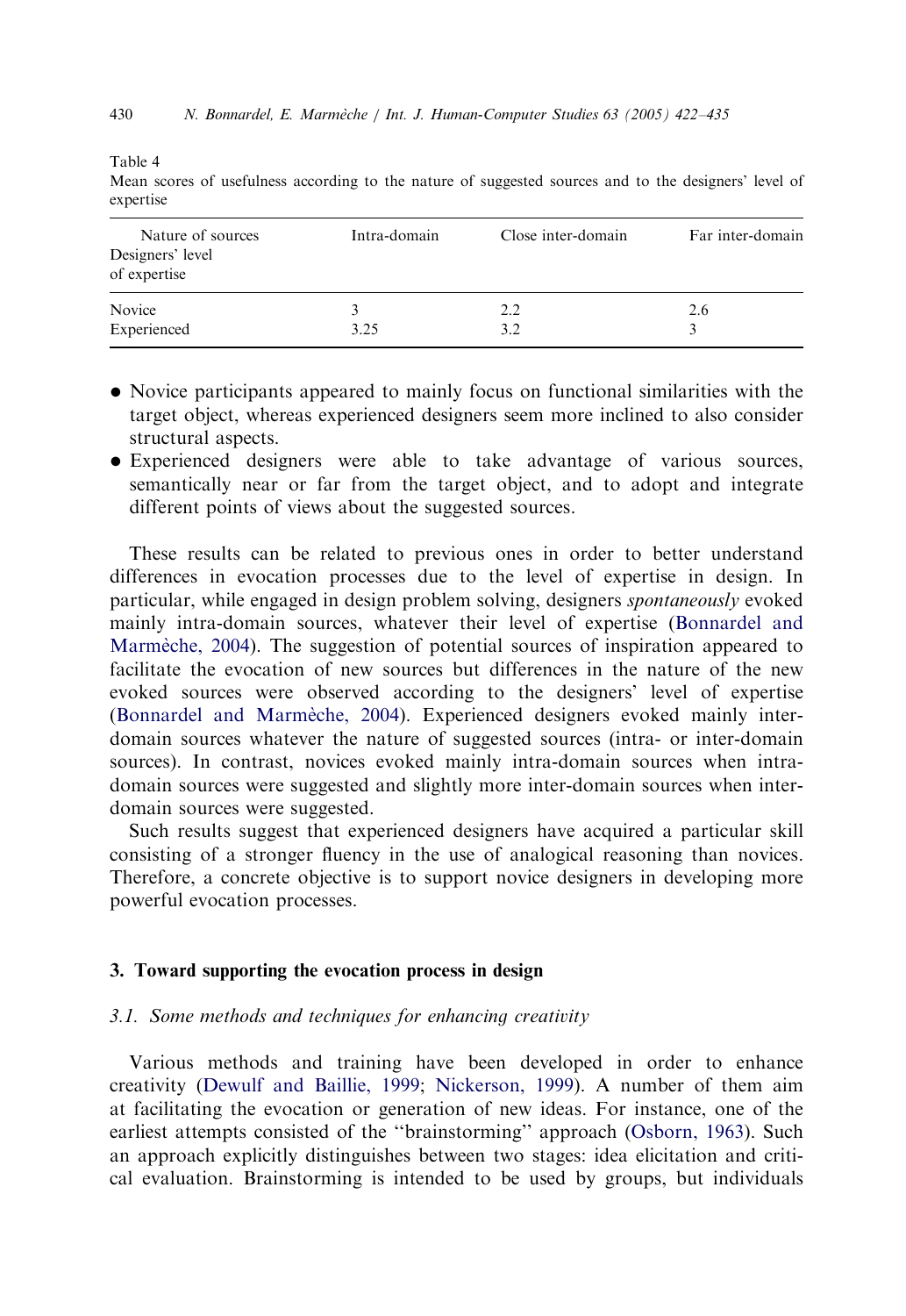Table 4
Mean scores of usefulness according to the nature of suggested sources and to the designers' level of expertise

| Nature of sources / Designers' level of expertise | Intra-domain | Close inter-domain | Far inter-domain |
|---|---|---|---|
| Novice | 3 | 2.2 | 2.6 |
| Experienced | 3.25 | 3.2 | 3 |

- Novice participants appeared to mainly focus on functional similarities with the target object, whereas experienced designers seem more inclined to also consider structural aspects.
- Experienced designers were able to take advantage of various sources, semantically near or far from the target object, and to adopt and integrate different points of views about the suggested sources.

These results can be related to previous ones in order to better understand differences in evocation processes due to the level of expertise in design. In particular, while engaged in design problem solving, designers *spontaneously* evoked mainly intra-domain sources, whatever their level of expertise (Bonnardel and Marmèche, 2004). The suggestion of potential sources of inspiration appeared to facilitate the evocation of new sources but differences in the nature of the new evoked sources were observed according to the designers' level of expertise (Bonnardel and Marmèche, 2004). Experienced designers evoked mainly inter-domain sources whatever the nature of suggested sources (intra- or inter-domain sources). In contrast, novices evoked mainly intra-domain sources when intra-domain sources were suggested and slightly more inter-domain sources when inter-domain sources were suggested.

Such results suggest that experienced designers have acquired a particular skill consisting of a stronger fluency in the use of analogical reasoning than novices. Therefore, a concrete objective is to support novice designers in developing more powerful evocation processes.

## 3. Toward supporting the evocation process in design

### *3.1. Some methods and techniques for enhancing creativity*

Various methods and training have been developed in order to enhance creativity (Dewulf and Baillie, 1999; Nickerson, 1999). A number of them aim at facilitating the evocation or generation of new ideas. For instance, one of the earliest attempts consisted of the "brainstorming" approach (Osborn, 1963). Such an approach explicitly distinguishes between two stages: idea elicitation and critical evaluation. Brainstorming is intended to be used by groups, but individuals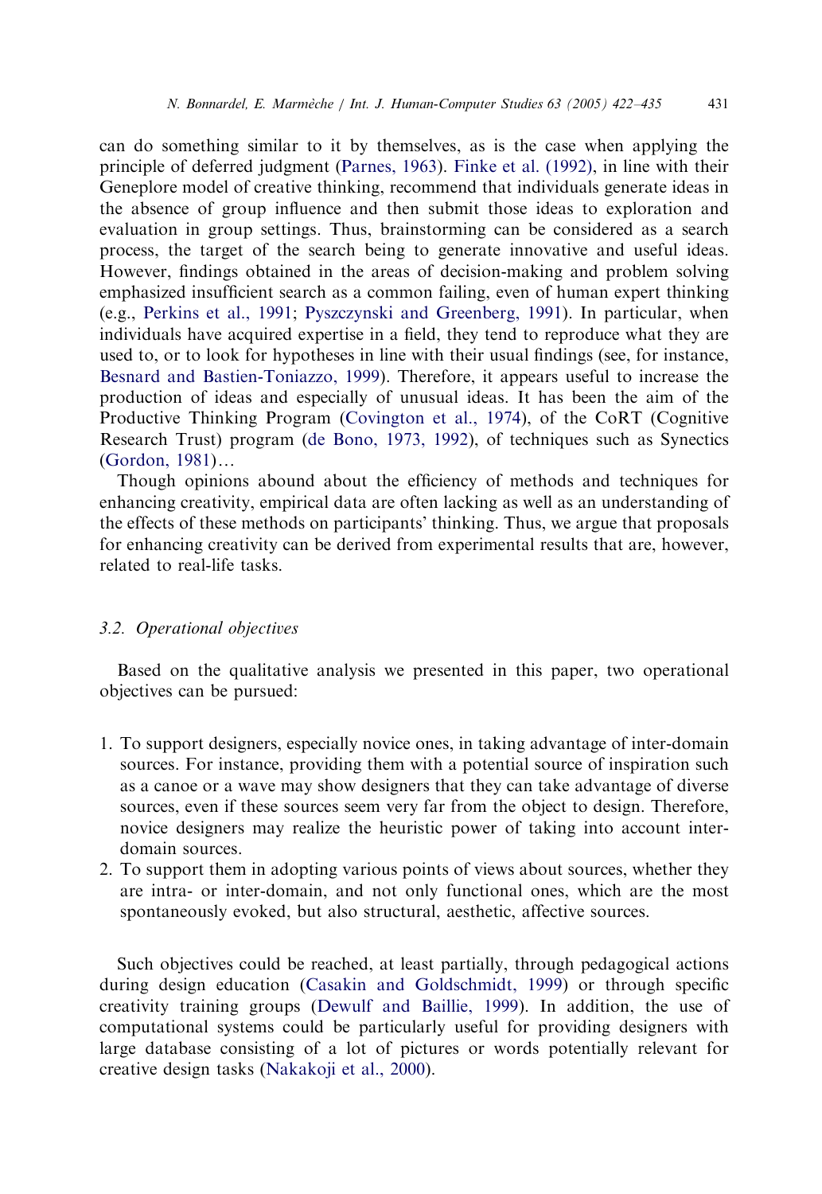can do something similar to it by themselves, as is the case when applying the principle of deferred judgment (Parnes, 1963). Finke et al. (1992), in line with their Geneplore model of creative thinking, recommend that individuals generate ideas in the absence of group influence and then submit those ideas to exploration and evaluation in group settings. Thus, brainstorming can be considered as a search process, the target of the search being to generate innovative and useful ideas. However, findings obtained in the areas of decision-making and problem solving emphasized insufficient search as a common failing, even of human expert thinking (e.g., Perkins et al., 1991; Pyszczynski and Greenberg, 1991). In particular, when individuals have acquired expertise in a field, they tend to reproduce what they are used to, or to look for hypotheses in line with their usual findings (see, for instance, Besnard and Bastien-Toniazzo, 1999). Therefore, it appears useful to increase the production of ideas and especially of unusual ideas. It has been the aim of the Productive Thinking Program (Covington et al., 1974), of the CoRT (Cognitive Research Trust) program (de Bono, 1973, 1992), of techniques such as Synectics (Gordon, 1981)…

Though opinions abound about the efficiency of methods and techniques for enhancing creativity, empirical data are often lacking as well as an understanding of the effects of these methods on participants' thinking. Thus, we argue that proposals for enhancing creativity can be derived from experimental results that are, however, related to real-life tasks.

### 3.2. *Operational objectives*

Based on the qualitative analysis we presented in this paper, two operational objectives can be pursued:

1. To support designers, especially novice ones, in taking advantage of inter-domain sources. For instance, providing them with a potential source of inspiration such as a canoe or a wave may show designers that they can take advantage of diverse sources, even if these sources seem very far from the object to design. Therefore, novice designers may realize the heuristic power of taking into account inter-domain sources.
2. To support them in adopting various points of views about sources, whether they are intra- or inter-domain, and not only functional ones, which are the most spontaneously evoked, but also structural, aesthetic, affective sources.

Such objectives could be reached, at least partially, through pedagogical actions during design education (Casakin and Goldschmidt, 1999) or through specific creativity training groups (Dewulf and Baillie, 1999). In addition, the use of computational systems could be particularly useful for providing designers with large database consisting of a lot of pictures or words potentially relevant for creative design tasks (Nakakoji et al., 2000).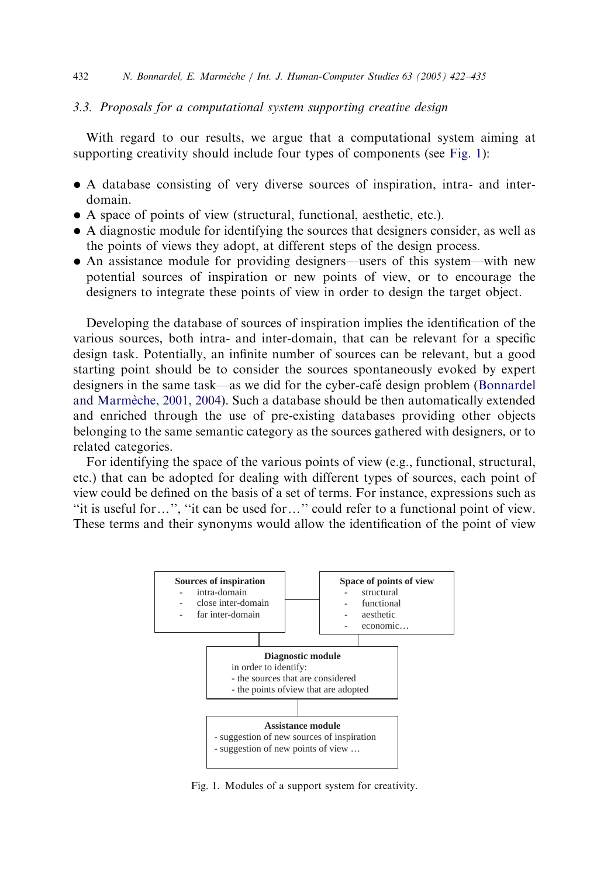### 3.3. *Proposals for a computational system supporting creative design*

With regard to our results, we argue that a computational system aiming at supporting creativity should include four types of components (see Fig. 1):

- A database consisting of very diverse sources of inspiration, intra- and inter-domain.
- A space of points of view (structural, functional, aesthetic, etc.).
- A diagnostic module for identifying the sources that designers consider, as well as the points of views they adopt, at different steps of the design process.
- An assistance module for providing designers—users of this system—with new potential sources of inspiration or new points of view, or to encourage the designers to integrate these points of view in order to design the target object.

Developing the database of sources of inspiration implies the identification of the various sources, both intra- and inter-domain, that can be relevant for a specific design task. Potentially, an infinite number of sources can be relevant, but a good starting point should be to consider the sources spontaneously evoked by expert designers in the same task—as we did for the cyber-café design problem (Bonnardel and Marmèche, 2001, 2004). Such a database should be then automatically extended and enriched through the use of pre-existing databases providing other objects belonging to the same semantic category as the sources gathered with designers, or to related categories.

For identifying the space of the various points of view (e.g., functional, structural, etc.) that can be adopted for dealing with different types of sources, each point of view could be defined on the basis of a set of terms. For instance, expressions such as "it is useful for…", "it can be used for…" could refer to a functional point of view. These terms and their synonyms would allow the identification of the point of view

**Sources of inspiration**
- intra-domain
- close inter-domain
- far inter-domain

**Space of points of view**
- structural
- functional
- aesthetic
- economic…

**Diagnostic module**
in order to identify:
- the sources that are considered
- the points ofview that are adopted

**Assistance module**
- suggestion of new sources of inspiration
- suggestion of new points of view …

Fig. 1. Modules of a support system for creativity.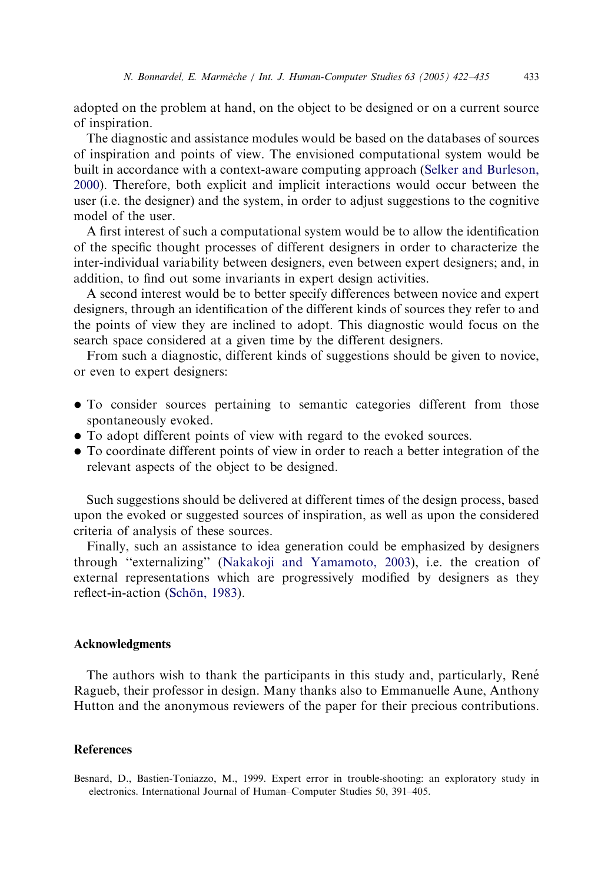adopted on the problem at hand, on the object to be designed or on a current source of inspiration.

The diagnostic and assistance modules would be based on the databases of sources of inspiration and points of view. The envisioned computational system would be built in accordance with a context-aware computing approach (Selker and Burleson, 2000). Therefore, both explicit and implicit interactions would occur between the user (i.e. the designer) and the system, in order to adjust suggestions to the cognitive model of the user.

A first interest of such a computational system would be to allow the identification of the specific thought processes of different designers in order to characterize the inter-individual variability between designers, even between expert designers; and, in addition, to find out some invariants in expert design activities.

A second interest would be to better specify differences between novice and expert designers, through an identification of the different kinds of sources they refer to and the points of view they are inclined to adopt. This diagnostic would focus on the search space considered at a given time by the different designers.

From such a diagnostic, different kinds of suggestions should be given to novice, or even to expert designers:

- To consider sources pertaining to semantic categories different from those spontaneously evoked.
- To adopt different points of view with regard to the evoked sources.
- To coordinate different points of view in order to reach a better integration of the relevant aspects of the object to be designed.

Such suggestions should be delivered at different times of the design process, based upon the evoked or suggested sources of inspiration, as well as upon the considered criteria of analysis of these sources.

Finally, such an assistance to idea generation could be emphasized by designers through "externalizing" (Nakakoji and Yamamoto, 2003), i.e. the creation of external representations which are progressively modified by designers as they reflect-in-action (Schön, 1983).

## Acknowledgments

The authors wish to thank the participants in this study and, particularly, René Ragueb, their professor in design. Many thanks also to Emmanuelle Aune, Anthony Hutton and the anonymous reviewers of the paper for their precious contributions.

## References

Besnard, D., Bastien-Toniazzo, M., 1999. Expert error in trouble-shooting: an exploratory study in electronics. International Journal of Human–Computer Studies 50, 391–405.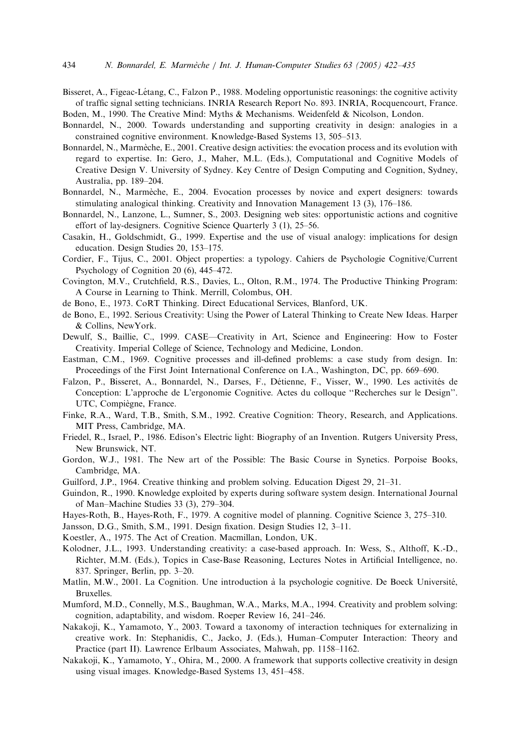Bisseret, A., Figeac-Létang, C., Falzon P., 1988. Modeling opportunistic reasonings: the cognitive activity of traffic signal setting technicians. INRIA Research Report No. 893. INRIA, Rocquencourt, France.

Boden, M., 1990. The Creative Mind: Myths & Mechanisms. Weidenfeld & Nicolson, London.

Bonnardel, N., 2000. Towards understanding and supporting creativity in design: analogies in a constrained cognitive environment. Knowledge-Based Systems 13, 505–513.

Bonnardel, N., Marmèche, E., 2001. Creative design activities: the evocation process and its evolution with regard to expertise. In: Gero, J., Maher, M.L. (Eds.), Computational and Cognitive Models of Creative Design V. University of Sydney. Key Centre of Design Computing and Cognition, Sydney, Australia, pp. 189–204.

Bonnardel, N., Marmèche, E., 2004. Evocation processes by novice and expert designers: towards stimulating analogical thinking. Creativity and Innovation Management 13 (3), 176–186.

Bonnardel, N., Lanzone, L., Sumner, S., 2003. Designing web sites: opportunistic actions and cognitive effort of lay-designers. Cognitive Science Quarterly 3 (1), 25–56.

Casakin, H., Goldschmidt, G., 1999. Expertise and the use of visual analogy: implications for design education. Design Studies 20, 153–175.

Cordier, F., Tijus, C., 2001. Object properties: a typology. Cahiers de Psychologie Cognitive/Current Psychology of Cognition 20 (6), 445–472.

Covington, M.V., Crutchfield, R.S., Davies, L., Olton, R.M., 1974. The Productive Thinking Program: A Course in Learning to Think. Merrill, Colombus, OH.

de Bono, E., 1973. CoRT Thinking. Direct Educational Services, Blanford, UK.

de Bono, E., 1992. Serious Creativity: Using the Power of Lateral Thinking to Create New Ideas. Harper & Collins, NewYork.

Dewulf, S., Baillie, C., 1999. CASE—Creativity in Art, Science and Engineering: How to Foster Creativity. Imperial College of Science, Technology and Medicine, London.

Eastman, C.M., 1969. Cognitive processes and ill-defined problems: a case study from design. In: Proceedings of the First Joint International Conference on I.A., Washington, DC, pp. 669–690.

Falzon, P., Bisseret, A., Bonnardel, N., Darses, F., Détienne, F., Visser, W., 1990. Les activités de Conception: L'approche de L'ergonomie Cognitive. Actes du colloque "Recherches sur le Design". UTC, Compiègne, France.

Finke, R.A., Ward, T.B., Smith, S.M., 1992. Creative Cognition: Theory, Research, and Applications. MIT Press, Cambridge, MA.

Friedel, R., Israel, P., 1986. Edison's Electric light: Biography of an Invention. Rutgers University Press, New Brunswick, NT.

Gordon, W.J., 1981. The New art of the Possible: The Basic Course in Synetics. Porpoise Books, Cambridge, MA.

Guilford, J.P., 1964. Creative thinking and problem solving. Education Digest 29, 21–31.

Guindon, R., 1990. Knowledge exploited by experts during software system design. International Journal of Man–Machine Studies 33 (3), 279–304.

Hayes-Roth, B., Hayes-Roth, F., 1979. A cognitive model of planning. Cognitive Science 3, 275–310.

Jansson, D.G., Smith, S.M., 1991. Design fixation. Design Studies 12, 3–11.

Koestler, A., 1975. The Act of Creation. Macmillan, London, UK.

Kolodner, J.L., 1993. Understanding creativity: a case-based approach. In: Wess, S., Althoff, K.-D., Richter, M.M. (Eds.), Topics in Case-Base Reasoning, Lectures Notes in Artificial Intelligence, no. 837. Springer, Berlin, pp. 3–20.

Matlin, M.W., 2001. La Cognition. Une introduction à la psychologie cognitive. De Boeck Université, Bruxelles.

Mumford, M.D., Connelly, M.S., Baughman, W.A., Marks, M.A., 1994. Creativity and problem solving: cognition, adaptability, and wisdom. Roeper Review 16, 241–246.

Nakakoji, K., Yamamoto, Y., 2003. Toward a taxonomy of interaction techniques for externalizing in creative work. In: Stephanidis, C., Jacko, J. (Eds.), Human–Computer Interaction: Theory and Practice (part II). Lawrence Erlbaum Associates, Mahwah, pp. 1158–1162.

Nakakoji, K., Yamamoto, Y., Ohira, M., 2000. A framework that supports collective creativity in design using visual images. Knowledge-Based Systems 13, 451–458.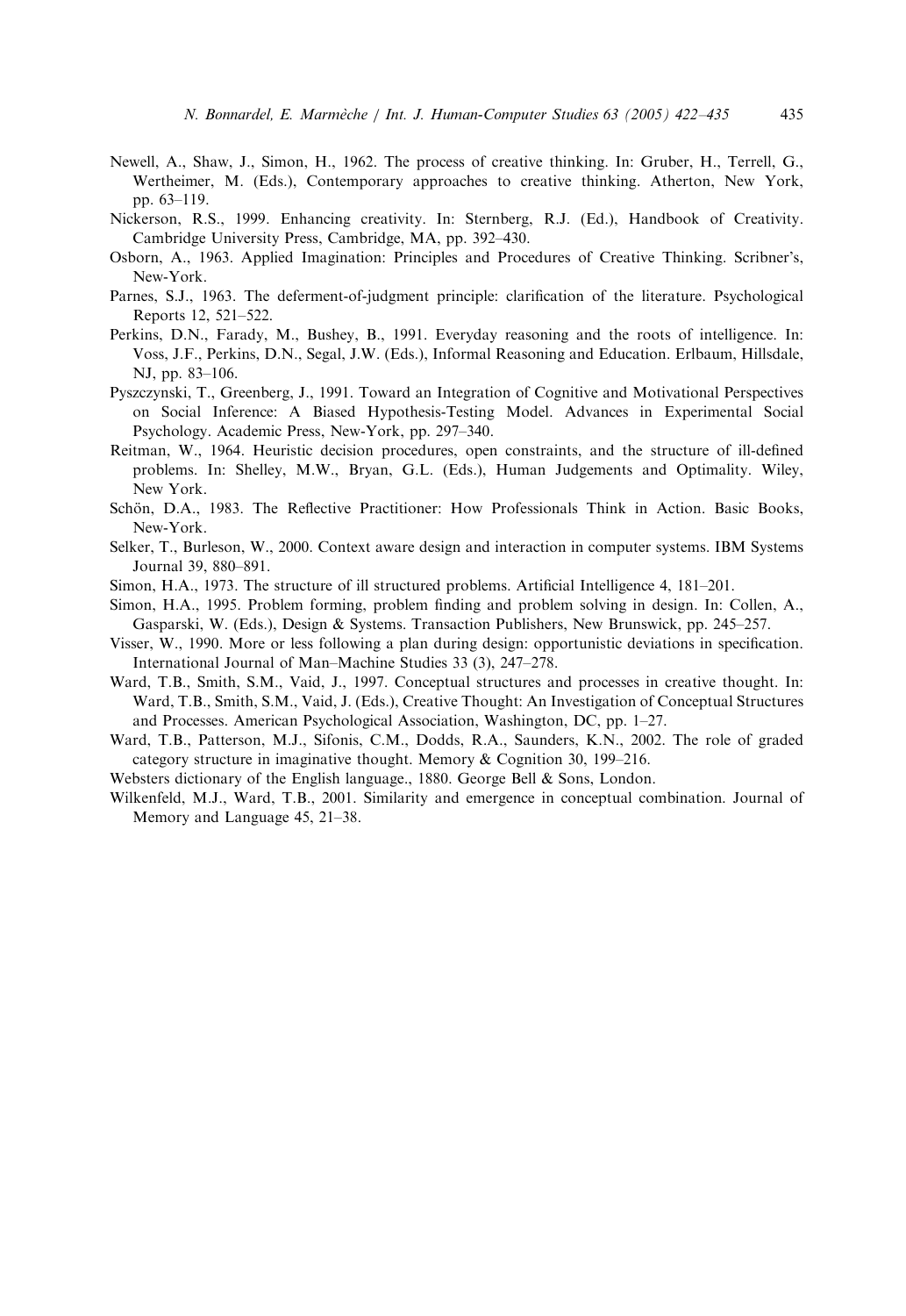Newell, A., Shaw, J., Simon, H., 1962. The process of creative thinking. In: Gruber, H., Terrell, G., Wertheimer, M. (Eds.), Contemporary approaches to creative thinking. Atherton, New York, pp. 63–119.

Nickerson, R.S., 1999. Enhancing creativity. In: Sternberg, R.J. (Ed.), Handbook of Creativity. Cambridge University Press, Cambridge, MA, pp. 392–430.

Osborn, A., 1963. Applied Imagination: Principles and Procedures of Creative Thinking. Scribner's, New-York.

Parnes, S.J., 1963. The deferment-of-judgment principle: clarification of the literature. Psychological Reports 12, 521–522.

Perkins, D.N., Farady, M., Bushey, B., 1991. Everyday reasoning and the roots of intelligence. In: Voss, J.F., Perkins, D.N., Segal, J.W. (Eds.), Informal Reasoning and Education. Erlbaum, Hillsdale, NJ, pp. 83–106.

Pyszczynski, T., Greenberg, J., 1991. Toward an Integration of Cognitive and Motivational Perspectives on Social Inference: A Biased Hypothesis-Testing Model. Advances in Experimental Social Psychology. Academic Press, New-York, pp. 297–340.

Reitman, W., 1964. Heuristic decision procedures, open constraints, and the structure of ill-defined problems. In: Shelley, M.W., Bryan, G.L. (Eds.), Human Judgements and Optimality. Wiley, New York.

Schön, D.A., 1983. The Reflective Practitioner: How Professionals Think in Action. Basic Books, New-York.

Selker, T., Burleson, W., 2000. Context aware design and interaction in computer systems. IBM Systems Journal 39, 880–891.

Simon, H.A., 1973. The structure of ill structured problems. Artificial Intelligence 4, 181–201.

Simon, H.A., 1995. Problem forming, problem finding and problem solving in design. In: Collen, A., Gasparski, W. (Eds.), Design & Systems. Transaction Publishers, New Brunswick, pp. 245–257.

Visser, W., 1990. More or less following a plan during design: opportunistic deviations in specification. International Journal of Man–Machine Studies 33 (3), 247–278.

Ward, T.B., Smith, S.M., Vaid, J., 1997. Conceptual structures and processes in creative thought. In: Ward, T.B., Smith, S.M., Vaid, J. (Eds.), Creative Thought: An Investigation of Conceptual Structures and Processes. American Psychological Association, Washington, DC, pp. 1–27.

Ward, T.B., Patterson, M.J., Sifonis, C.M., Dodds, R.A., Saunders, K.N., 2002. The role of graded category structure in imaginative thought. Memory & Cognition 30, 199–216.

Websters dictionary of the English language., 1880. George Bell & Sons, London.

Wilkenfeld, M.J., Ward, T.B., 2001. Similarity and emergence in conceptual combination. Journal of Memory and Language 45, 21–38.